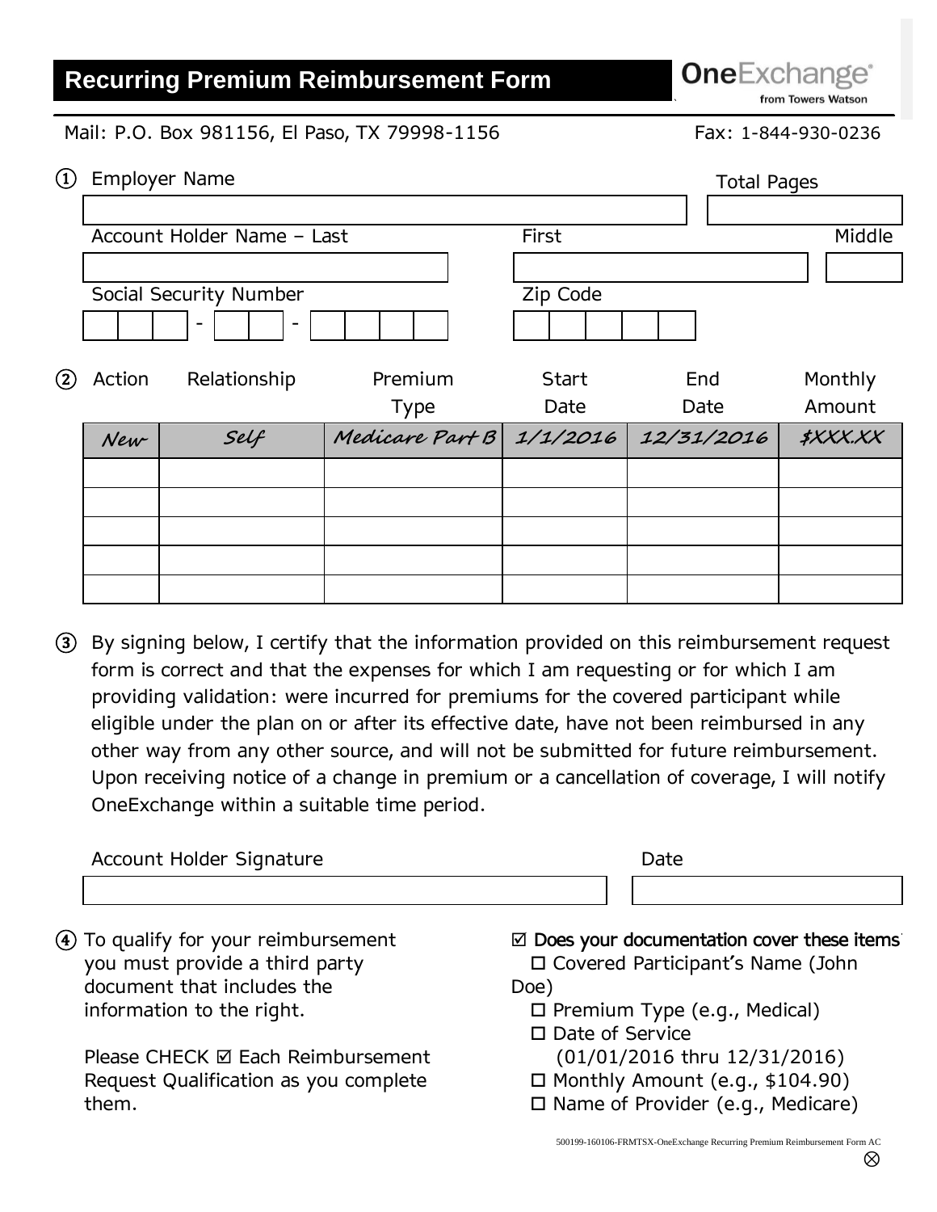# Recurring Premium Reimbursement Form

**OneExchange** from Towers Watson

Mail: P.O. Box 981156, El Paso, TX 79998-1156 Fax: 1-844-930-0236

① Employer Name ______________________ Total Pages ______

Account Holder Name – Last ______________ First ______________ Middle ______

Social Security Number ___ - __ - ____ Zip Code _____

②

| Action | Relationship | Premium Type | Start Date | End Date | Monthly Amount |
|---|---|---|---|---|---|
| *New* | *Self* | *Medicare Part B* | *1/1/2016* | *12/31/2016* | *$XXX.XX* |
| | | | | | |
| | | | | | |
| | | | | | |
| | | | | | |
| | | | | | |

③ By signing below, I certify that the information provided on this reimbursement request form is correct and that the expenses for which I am requesting or for which I am providing validation: were incurred for premiums for the covered participant while eligible under the plan on or after its effective date, have not been reimbursed in any other way from any other source, and will not be submitted for future reimbursement. Upon receiving notice of a change in premium or a cancellation of coverage, I will notify OneExchange within a suitable time period.

Account Holder Signature ______________________ Date ______________

④ To qualify for your reimbursement you must provide a third party document that includes the information to the right.

Please CHECK ☑ Each Reimbursement Request Qualification as you complete them.

☑ **Does your documentation cover these items**

- ☐ Covered Participant's Name (John Doe)
- ☐ Premium Type (e.g., Medical)
- ☐ Date of Service (01/01/2016 thru 12/31/2016)
- ☐ Monthly Amount (e.g., $104.90)
- ☐ Name of Provider (e.g., Medicare)

500199-160106-FRMTSX-OneExchange Recurring Premium Reimbursement Form AC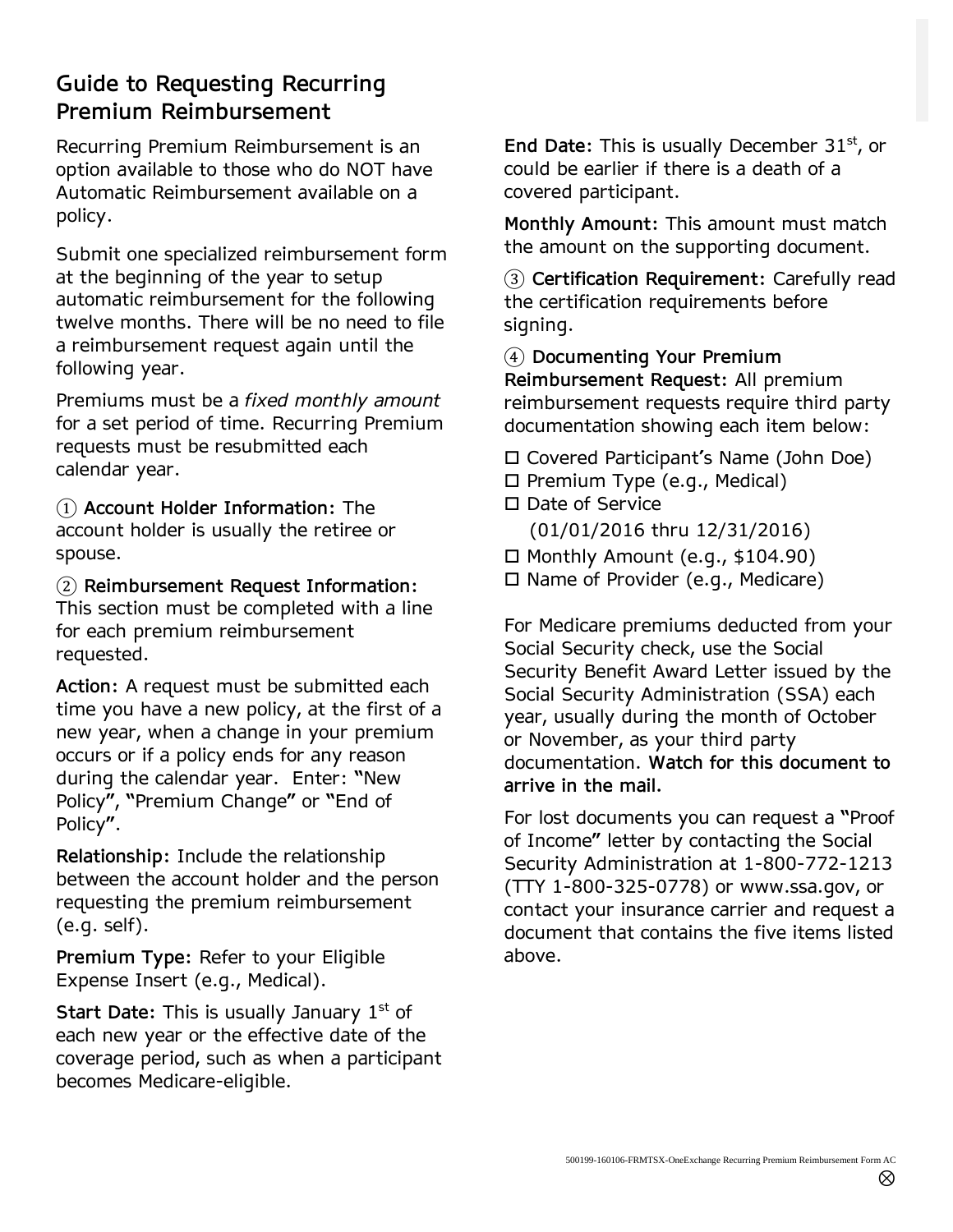## Guide to Requesting Recurring Premium Reimbursement

Recurring Premium Reimbursement is an option available to those who do NOT have Automatic Reimbursement available on a policy.

Submit one specialized reimbursement form at the beginning of the year to setup automatic reimbursement for the following twelve months. There will be no need to file a reimbursement request again until the following year.

Premiums must be a *fixed monthly amount* for a set period of time. Recurring Premium requests must be resubmitted each calendar year.

① **Account Holder Information:** The account holder is usually the retiree or spouse.

② **Reimbursement Request Information:** This section must be completed with a line for each premium reimbursement requested.

**Action:** A request must be submitted each time you have a new policy, at the first of a new year, when a change in your premium occurs or if a policy ends for any reason during the calendar year. Enter: **"**New Policy**"**, **"**Premium Change**"** or **"**End of Policy**"**.

**Relationship:** Include the relationship between the account holder and the person requesting the premium reimbursement (e.g. self).

**Premium Type:** Refer to your Eligible Expense Insert (e.g., Medical).

**Start Date:** This is usually January 1st of each new year or the effective date of the coverage period, such as when a participant becomes Medicare-eligible.

**End Date:** This is usually December 31st, or could be earlier if there is a death of a covered participant.

**Monthly Amount:** This amount must match the amount on the supporting document.

③ **Certification Requirement:** Carefully read the certification requirements before signing.

④ **Documenting Your Premium Reimbursement Request:** All premium reimbursement requests require third party documentation showing each item below:

- ☐ Covered Participant's Name (John Doe)
- ☐ Premium Type (e.g., Medical)
- ☐ Date of Service (01/01/2016 thru 12/31/2016)
- ☐ Monthly Amount (e.g., $104.90)
- ☐ Name of Provider (e.g., Medicare)

For Medicare premiums deducted from your Social Security check, use the Social Security Benefit Award Letter issued by the Social Security Administration (SSA) each year, usually during the month of October or November, as your third party documentation. **Watch for this document to arrive in the mail.**

For lost documents you can request a **"**Proof of Income**"** letter by contacting the Social Security Administration at 1-800-772-1213 (TTY 1-800-325-0778) or www.ssa.gov, or contact your insurance carrier and request a document that contains the five items listed above.

500199-160106-FRMTSX-OneExchange Recurring Premium Reimbursement Form AC